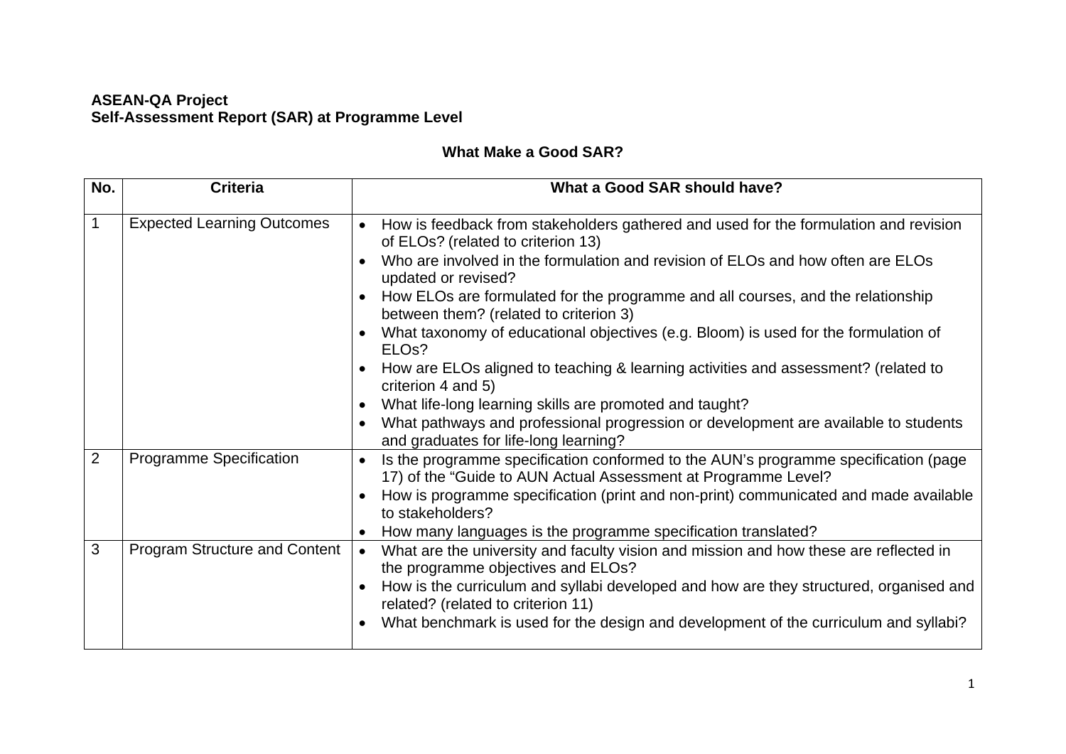**ASEAN-QA Project**
**Self-Assessment Report (SAR) at Programme Level**

**What Make a Good SAR?**

| No. | Criteria | What a Good SAR should have? |
|---|---|---|
| 1 | Expected Learning Outcomes | • How is feedback from stakeholders gathered and used for the formulation and revision of ELOs? (related to criterion 13)<br>• Who are involved in the formulation and revision of ELOs and how often are ELOs updated or revised?<br>• How ELOs are formulated for the programme and all courses, and the relationship between them? (related to criterion 3)<br>• What taxonomy of educational objectives (e.g. Bloom) is used for the formulation of ELOs?<br>• How are ELOs aligned to teaching & learning activities and assessment? (related to criterion 4 and 5)<br>• What life-long learning skills are promoted and taught?<br>• What pathways and professional progression or development are available to students and graduates for life-long learning? |
| 2 | Programme Specification | • Is the programme specification conformed to the AUN's programme specification (page 17) of the "Guide to AUN Actual Assessment at Programme Level?<br>• How is programme specification (print and non-print) communicated and made available to stakeholders?<br>• How many languages is the programme specification translated? |
| 3 | Program Structure and Content | • What are the university and faculty vision and mission and how these are reflected in the programme objectives and ELOs?<br>• How is the curriculum and syllabi developed and how are they structured, organised and related? (related to criterion 11)<br>• What benchmark is used for the design and development of the curriculum and syllabi? |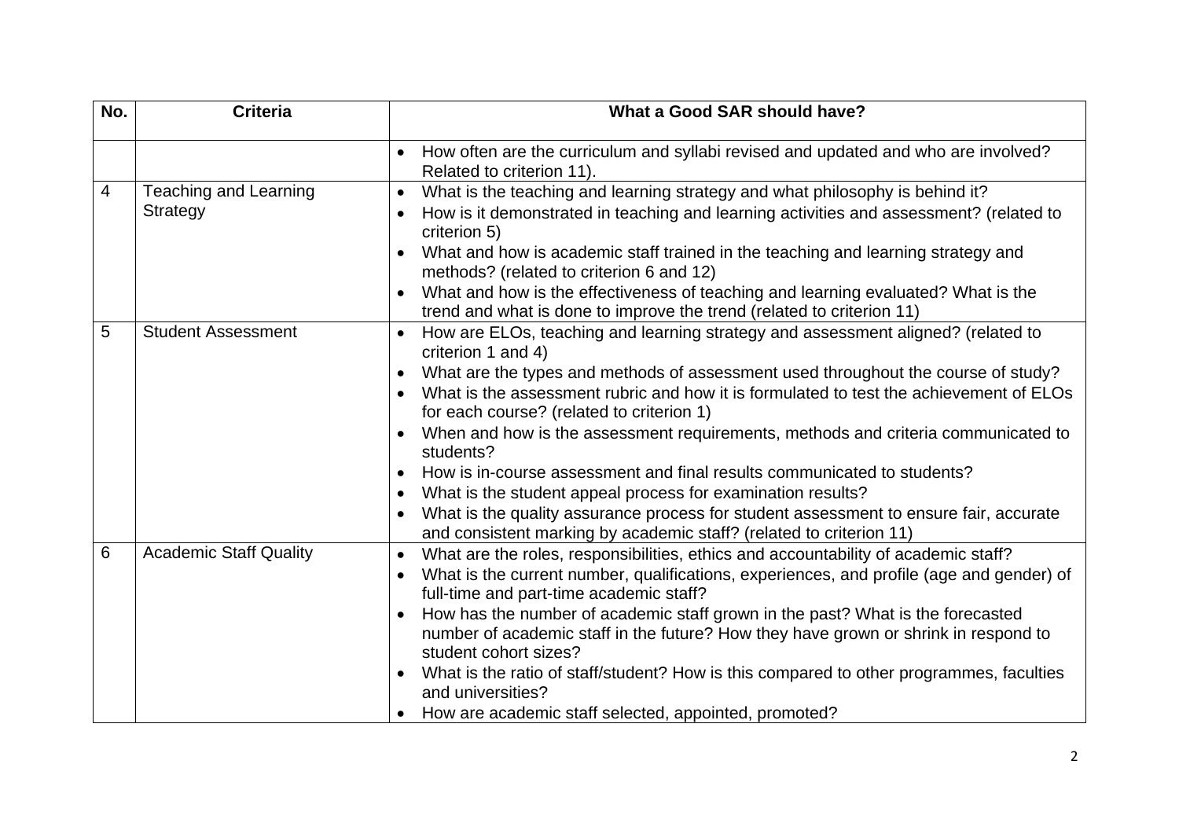| No. | Criteria | What a Good SAR should have? |
|---|---|---|
| | | • How often are the curriculum and syllabi revised and updated and who are involved? Related to criterion 11). |
| 4 | Teaching and Learning Strategy | • What is the teaching and learning strategy and what philosophy is behind it?<br>• How is it demonstrated in teaching and learning activities and assessment? (related to criterion 5)<br>• What and how is academic staff trained in the teaching and learning strategy and methods? (related to criterion 6 and 12)<br>• What and how is the effectiveness of teaching and learning evaluated? What is the trend and what is done to improve the trend (related to criterion 11) |
| 5 | Student Assessment | • How are ELOs, teaching and learning strategy and assessment aligned? (related to criterion 1 and 4)<br>• What are the types and methods of assessment used throughout the course of study?<br>• What is the assessment rubric and how it is formulated to test the achievement of ELOs for each course? (related to criterion 1)<br>• When and how is the assessment requirements, methods and criteria communicated to students?<br>• How is in-course assessment and final results communicated to students?<br>• What is the student appeal process for examination results?<br>• What is the quality assurance process for student assessment to ensure fair, accurate and consistent marking by academic staff? (related to criterion 11) |
| 6 | Academic Staff Quality | • What are the roles, responsibilities, ethics and accountability of academic staff?<br>• What is the current number, qualifications, experiences, and profile (age and gender) of full-time and part-time academic staff?<br>• How has the number of academic staff grown in the past? What is the forecasted number of academic staff in the future? How they have grown or shrink in respond to student cohort sizes?<br>• What is the ratio of staff/student? How is this compared to other programmes, faculties and universities?<br>• How are academic staff selected, appointed, promoted? |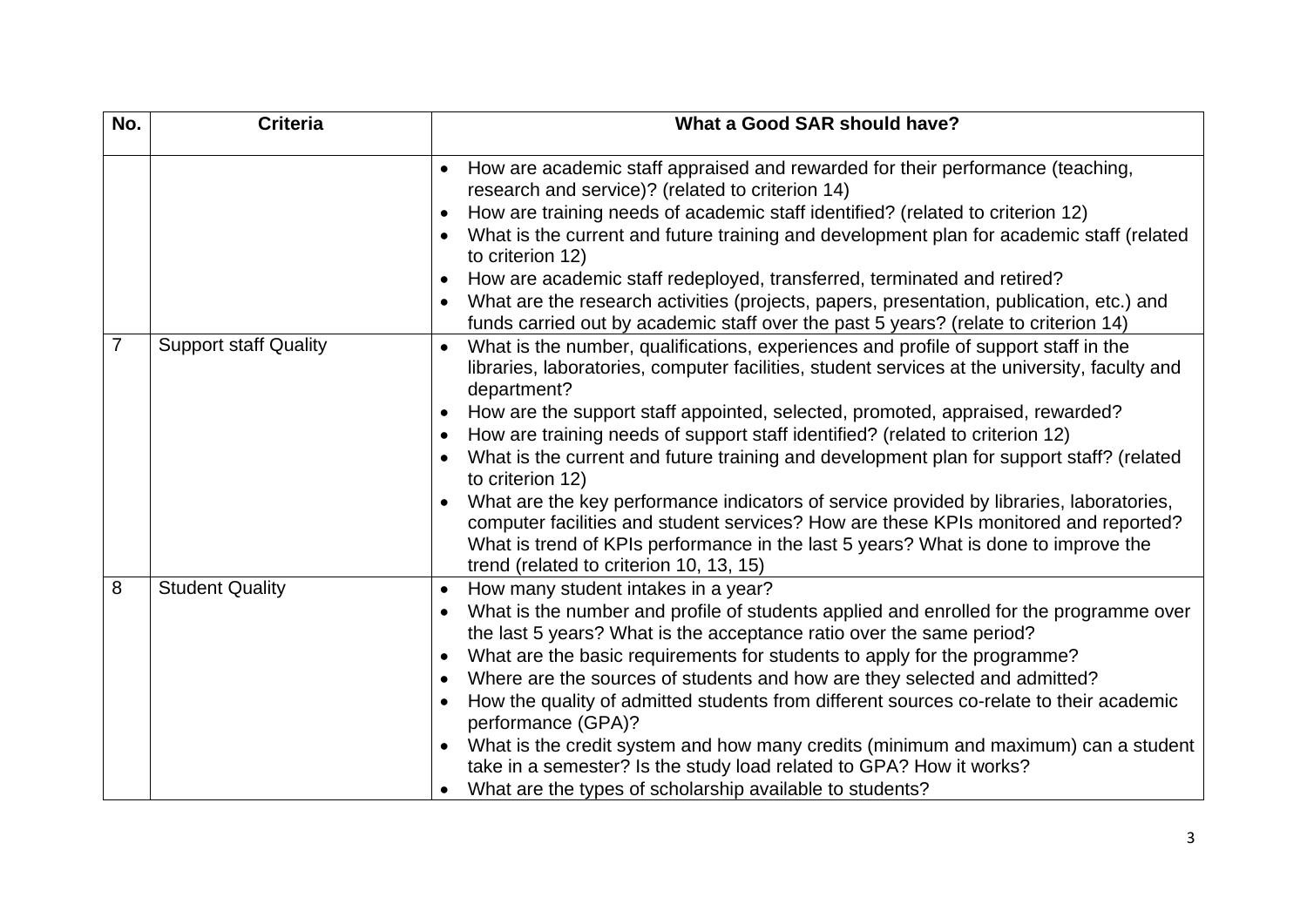| No. | Criteria | What a Good SAR should have? |
|---|---|---|
| | | • How are academic staff appraised and rewarded for their performance (teaching, research and service)? (related to criterion 14)<br>• How are training needs of academic staff identified? (related to criterion 12)<br>• What is the current and future training and development plan for academic staff (related to criterion 12)<br>• How are academic staff redeployed, transferred, terminated and retired?<br>• What are the research activities (projects, papers, presentation, publication, etc.) and funds carried out by academic staff over the past 5 years? (relate to criterion 14) |
| 7 | Support staff Quality | • What is the number, qualifications, experiences and profile of support staff in the libraries, laboratories, computer facilities, student services at the university, faculty and department?<br>• How are the support staff appointed, selected, promoted, appraised, rewarded?<br>• How are training needs of support staff identified? (related to criterion 12)<br>• What is the current and future training and development plan for support staff? (related to criterion 12)<br>• What are the key performance indicators of service provided by libraries, laboratories, computer facilities and student services? How are these KPIs monitored and reported? What is trend of KPIs performance in the last 5 years? What is done to improve the trend (related to criterion 10, 13, 15) |
| 8 | Student Quality | • How many student intakes in a year?<br>• What is the number and profile of students applied and enrolled for the programme over the last 5 years? What is the acceptance ratio over the same period?<br>• What are the basic requirements for students to apply for the programme?<br>• Where are the sources of students and how are they selected and admitted?<br>• How the quality of admitted students from different sources co-relate to their academic performance (GPA)?<br>• What is the credit system and how many credits (minimum and maximum) can a student take in a semester? Is the study load related to GPA? How it works?<br>• What are the types of scholarship available to students? |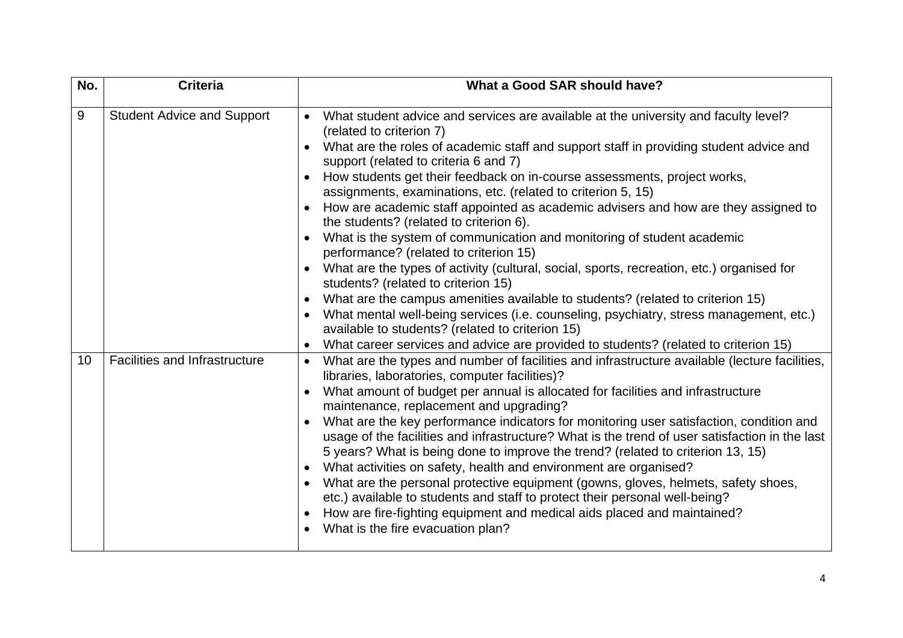| No. | Criteria | What a Good SAR should have? |
|---|---|---|
| 9 | Student Advice and Support | • What student advice and services are available at the university and faculty level? (related to criterion 7)<br>• What are the roles of academic staff and support staff in providing student advice and support (related to criteria 6 and 7)<br>• How students get their feedback on in-course assessments, project works, assignments, examinations, etc. (related to criterion 5, 15)<br>• How are academic staff appointed as academic advisers and how are they assigned to the students? (related to criterion 6).<br>• What is the system of communication and monitoring of student academic performance? (related to criterion 15)<br>• What are the types of activity (cultural, social, sports, recreation, etc.) organised for students? (related to criterion 15)<br>• What are the campus amenities available to students? (related to criterion 15)<br>• What mental well-being services (i.e. counseling, psychiatry, stress management, etc.) available to students? (related to criterion 15)<br>• What career services and advice are provided to students? (related to criterion 15) |
| 10 | Facilities and Infrastructure | • What are the types and number of facilities and infrastructure available (lecture facilities, libraries, laboratories, computer facilities)?<br>• What amount of budget per annual is allocated for facilities and infrastructure maintenance, replacement and upgrading?<br>• What are the key performance indicators for monitoring user satisfaction, condition and usage of the facilities and infrastructure? What is the trend of user satisfaction in the last 5 years? What is being done to improve the trend? (related to criterion 13, 15)<br>• What activities on safety, health and environment are organised?<br>• What are the personal protective equipment (gowns, gloves, helmets, safety shoes, etc.) available to students and staff to protect their personal well-being?<br>• How are fire-fighting equipment and medical aids placed and maintained?<br>• What is the fire evacuation plan? |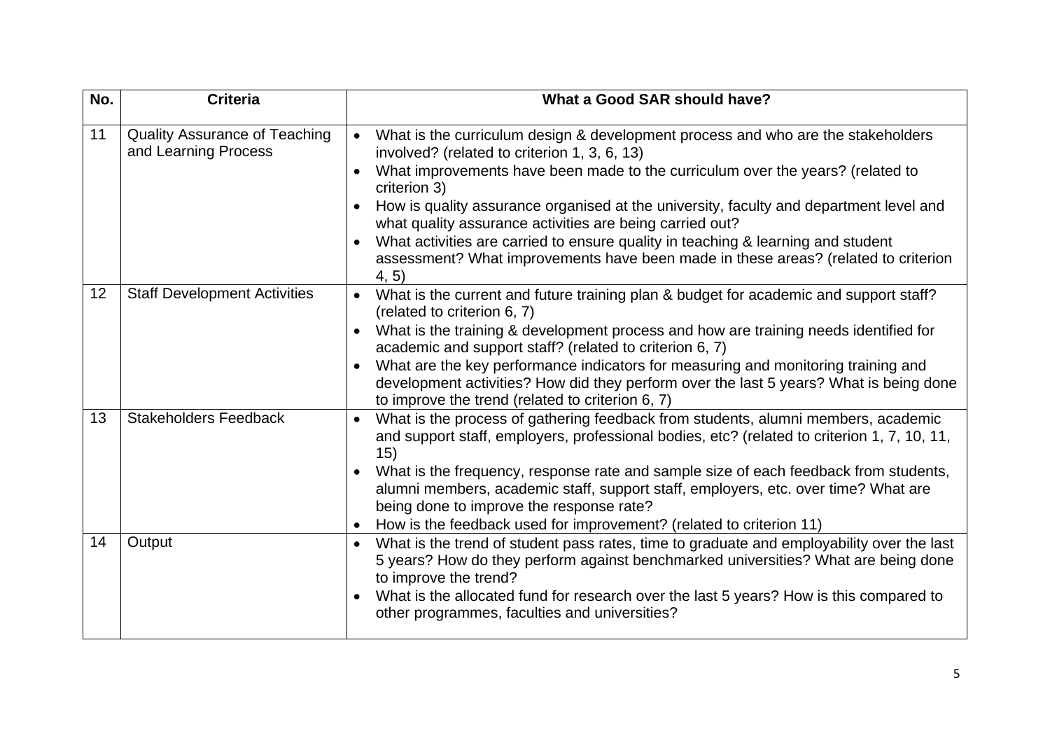| No. | Criteria | What a Good SAR should have? |
|---|---|---|
| 11 | Quality Assurance of Teaching and Learning Process | • What is the curriculum design & development process and who are the stakeholders involved? (related to criterion 1, 3, 6, 13)<br>• What improvements have been made to the curriculum over the years? (related to criterion 3)<br>• How is quality assurance organised at the university, faculty and department level and what quality assurance activities are being carried out?<br>• What activities are carried to ensure quality in teaching & learning and student assessment? What improvements have been made in these areas? (related to criterion 4, 5) |
| 12 | Staff Development Activities | • What is the current and future training plan & budget for academic and support staff? (related to criterion 6, 7)<br>• What is the training & development process and how are training needs identified for academic and support staff? (related to criterion 6, 7)<br>• What are the key performance indicators for measuring and monitoring training and development activities? How did they perform over the last 5 years? What is being done to improve the trend (related to criterion 6, 7) |
| 13 | Stakeholders Feedback | • What is the process of gathering feedback from students, alumni members, academic and support staff, employers, professional bodies, etc? (related to criterion 1, 7, 10, 11, 15)<br>• What is the frequency, response rate and sample size of each feedback from students, alumni members, academic staff, support staff, employers, etc. over time? What are being done to improve the response rate?<br>• How is the feedback used for improvement? (related to criterion 11) |
| 14 | Output | • What is the trend of student pass rates, time to graduate and employability over the last 5 years? How do they perform against benchmarked universities? What are being done to improve the trend?<br>• What is the allocated fund for research over the last 5 years? How is this compared to other programmes, faculties and universities? |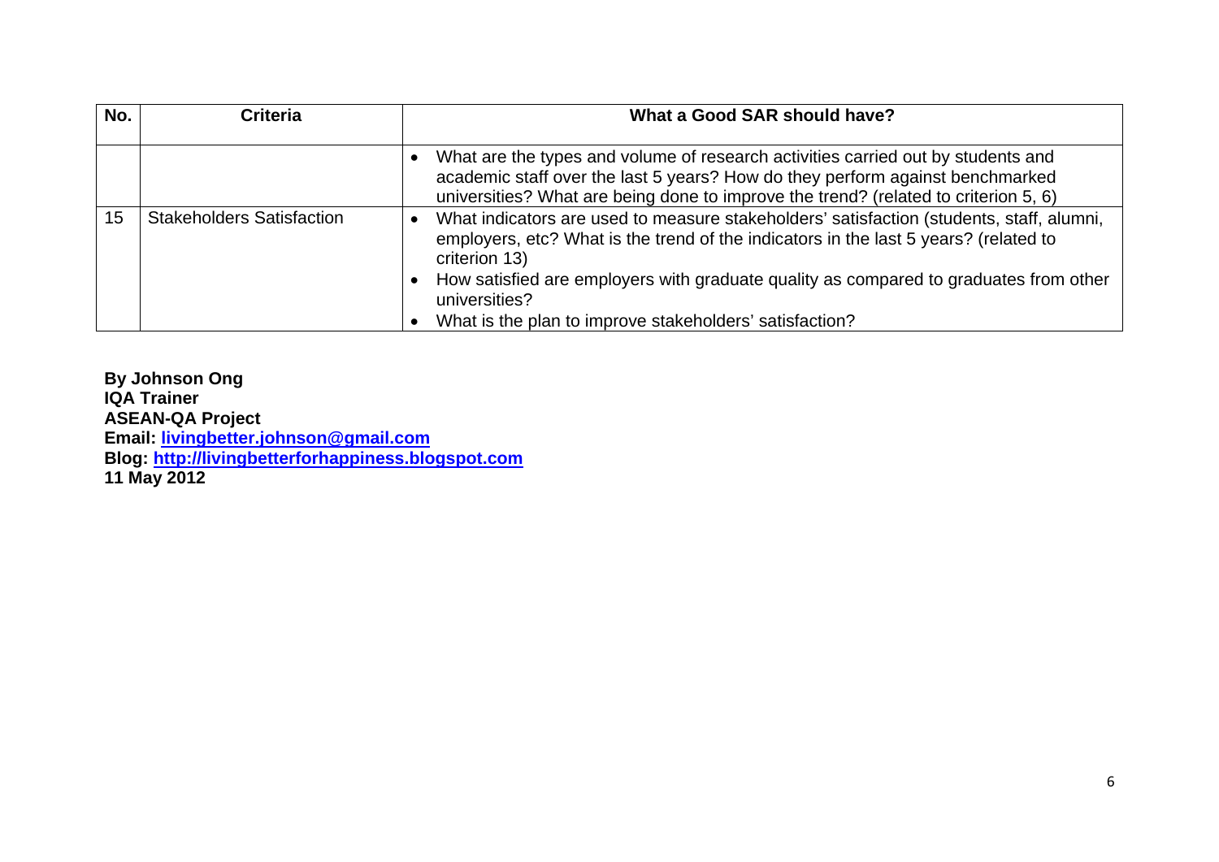| No. | Criteria | What a Good SAR should have? |
|---|---|---|
| | | • What are the types and volume of research activities carried out by students and academic staff over the last 5 years? How do they perform against benchmarked universities? What are being done to improve the trend? (related to criterion 5, 6) |
| 15 | Stakeholders Satisfaction | • What indicators are used to measure stakeholders' satisfaction (students, staff, alumni, employers, etc? What is the trend of the indicators in the last 5 years? (related to criterion 13)<br>• How satisfied are employers with graduate quality as compared to graduates from other universities?<br>• What is the plan to improve stakeholders' satisfaction? |

**By Johnson Ong**
**IQA Trainer**
**ASEAN-QA Project**
**Email: livingbetter.johnson@gmail.com**
**Blog: http://livingbetterforhappiness.blogspot.com**
**11 May 2012**